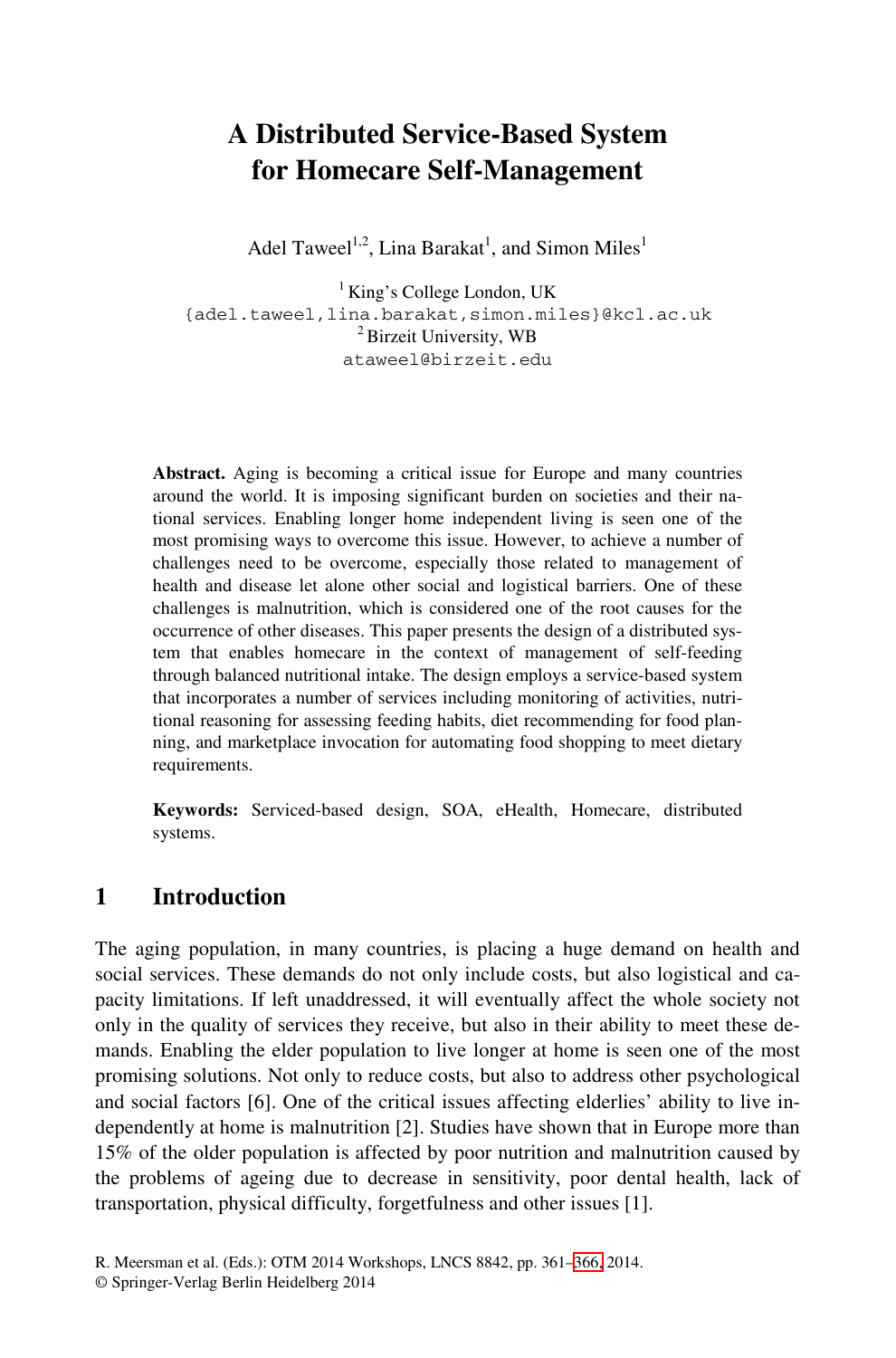# A Distributed Service-Based System for Homecare Self-Management

Adel Taweel[1,2], Lina Barakat[1], and Simon Miles[1]

[1] King's College London, UK
{adel.taweel,lina.barakat,simon.miles}@kcl.ac.uk
[2] Birzeit University, WB
ataweel@birzeit.edu

**Abstract.** Aging is becoming a critical issue for Europe and many countries around the world. It is imposing significant burden on societies and their national services. Enabling longer home independent living is seen one of the most promising ways to overcome this issue. However, to achieve a number of challenges need to be overcome, especially those related to management of health and disease let alone other social and logistical barriers. One of these challenges is malnutrition, which is considered one of the root causes for the occurrence of other diseases. This paper presents the design of a distributed system that enables homecare in the context of management of self-feeding through balanced nutritional intake. The design employs a service-based system that incorporates a number of services including monitoring of activities, nutritional reasoning for assessing feeding habits, diet recommending for food planning, and marketplace invocation for automating food shopping to meet dietary requirements.

**Keywords:** Serviced-based design, SOA, eHealth, Homecare, distributed systems.

## 1 Introduction

The aging population, in many countries, is placing a huge demand on health and social services. These demands do not only include costs, but also logistical and capacity limitations. If left unaddressed, it will eventually affect the whole society not only in the quality of services they receive, but also in their ability to meet these demands. Enabling the elder population to live longer at home is seen one of the most promising solutions. Not only to reduce costs, but also to address other psychological and social factors [6]. One of the critical issues affecting elderlies' ability to live independently at home is malnutrition [2]. Studies have shown that in Europe more than 15% of the older population is affected by poor nutrition and malnutrition caused by the problems of ageing due to decrease in sensitivity, poor dental health, lack of transportation, physical difficulty, forgetfulness and other issues [1].

R. Meersman et al. (Eds.): OTM 2014 Workshops, LNCS 8842, pp. 361–366, 2014.
© Springer-Verlag Berlin Heidelberg 2014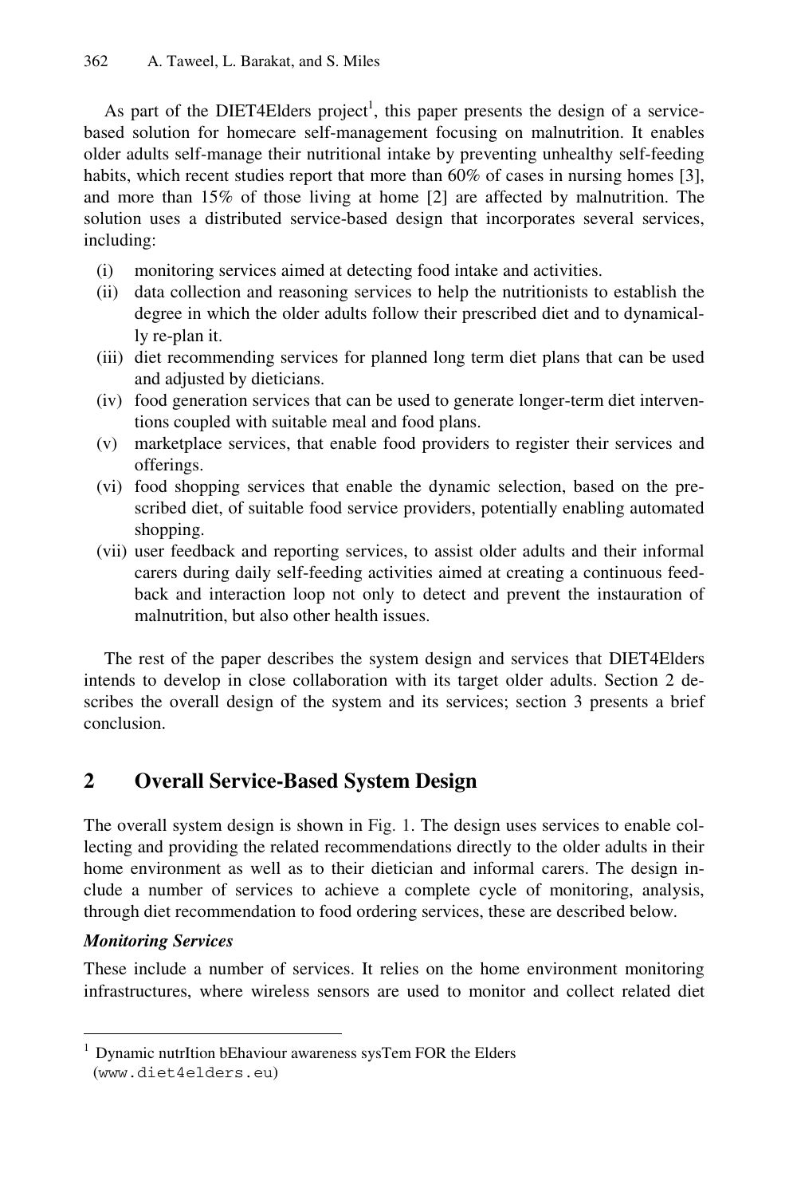As part of the DIET4Elders project[1], this paper presents the design of a service-based solution for homecare self-management focusing on malnutrition. It enables older adults self-manage their nutritional intake by preventing unhealthy self-feeding habits, which recent studies report that more than 60% of cases in nursing homes [3], and more than 15% of those living at home [2] are affected by malnutrition. The solution uses a distributed service-based design that incorporates several services, including:

(i) monitoring services aimed at detecting food intake and activities.
(ii) data collection and reasoning services to help the nutritionists to establish the degree in which the older adults follow their prescribed diet and to dynamically re-plan it.
(iii) diet recommending services for planned long term diet plans that can be used and adjusted by dieticians.
(iv) food generation services that can be used to generate longer-term diet interventions coupled with suitable meal and food plans.
(v) marketplace services, that enable food providers to register their services and offerings.
(vi) food shopping services that enable the dynamic selection, based on the prescribed diet, of suitable food service providers, potentially enabling automated shopping.
(vii) user feedback and reporting services, to assist older adults and their informal carers during daily self-feeding activities aimed at creating a continuous feedback and interaction loop not only to detect and prevent the instauration of malnutrition, but also other health issues.

The rest of the paper describes the system design and services that DIET4Elders intends to develop in close collaboration with its target older adults. Section 2 describes the overall design of the system and its services; section 3 presents a brief conclusion.

## 2 Overall Service-Based System Design

The overall system design is shown in Fig. 1. The design uses services to enable collecting and providing the related recommendations directly to the older adults in their home environment as well as to their dietician and informal carers. The design include a number of services to achieve a complete cycle of monitoring, analysis, through diet recommendation to food ordering services, these are described below.

***Monitoring Services***

These include a number of services. It relies on the home environment monitoring infrastructures, where wireless sensors are used to monitor and collect related diet

[1] Dynamic nutrItion bEhaviour awareness sysTem FOR the Elders (www.diet4elders.eu)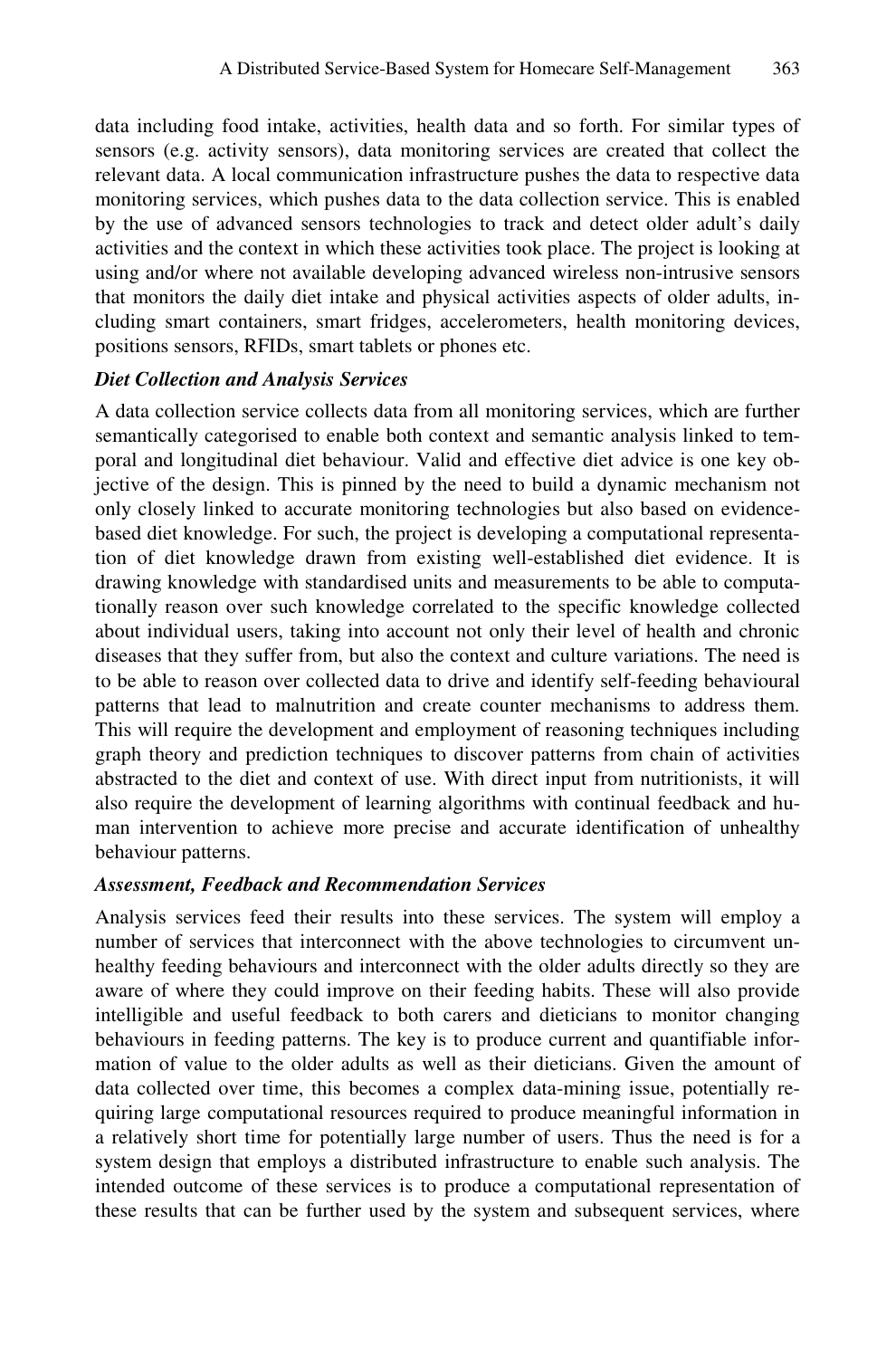data including food intake, activities, health data and so forth. For similar types of sensors (e.g. activity sensors), data monitoring services are created that collect the relevant data. A local communication infrastructure pushes the data to respective data monitoring services, which pushes data to the data collection service. This is enabled by the use of advanced sensors technologies to track and detect older adult's daily activities and the context in which these activities took place. The project is looking at using and/or where not available developing advanced wireless non-intrusive sensors that monitors the daily diet intake and physical activities aspects of older adults, including smart containers, smart fridges, accelerometers, health monitoring devices, positions sensors, RFIDs, smart tablets or phones etc.

***Diet Collection and Analysis Services***

A data collection service collects data from all monitoring services, which are further semantically categorised to enable both context and semantic analysis linked to temporal and longitudinal diet behaviour. Valid and effective diet advice is one key objective of the design. This is pinned by the need to build a dynamic mechanism not only closely linked to accurate monitoring technologies but also based on evidence-based diet knowledge. For such, the project is developing a computational representation of diet knowledge drawn from existing well-established diet evidence. It is drawing knowledge with standardised units and measurements to be able to computationally reason over such knowledge correlated to the specific knowledge collected about individual users, taking into account not only their level of health and chronic diseases that they suffer from, but also the context and culture variations. The need is to be able to reason over collected data to drive and identify self-feeding behavioural patterns that lead to malnutrition and create counter mechanisms to address them. This will require the development and employment of reasoning techniques including graph theory and prediction techniques to discover patterns from chain of activities abstracted to the diet and context of use. With direct input from nutritionists, it will also require the development of learning algorithms with continual feedback and human intervention to achieve more precise and accurate identification of unhealthy behaviour patterns.

***Assessment, Feedback and Recommendation Services***

Analysis services feed their results into these services. The system will employ a number of services that interconnect with the above technologies to circumvent unhealthy feeding behaviours and interconnect with the older adults directly so they are aware of where they could improve on their feeding habits. These will also provide intelligible and useful feedback to both carers and dieticians to monitor changing behaviours in feeding patterns. The key is to produce current and quantifiable information of value to the older adults as well as their dieticians. Given the amount of data collected over time, this becomes a complex data-mining issue, potentially requiring large computational resources required to produce meaningful information in a relatively short time for potentially large number of users. Thus the need is for a system design that employs a distributed infrastructure to enable such analysis. The intended outcome of these services is to produce a computational representation of these results that can be further used by the system and subsequent services, where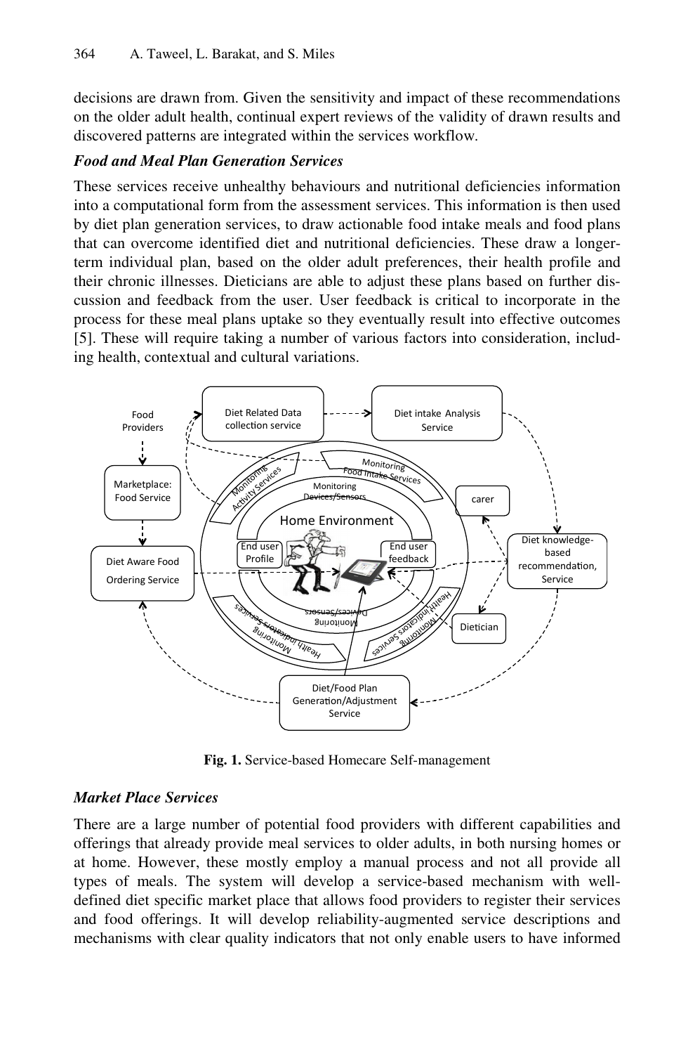decisions are drawn from. Given the sensitivity and impact of these recommendations on the older adult health, continual expert reviews of the validity of drawn results and discovered patterns are integrated within the services workflow.

***Food and Meal Plan Generation Services***

These services receive unhealthy behaviours and nutritional deficiencies information into a computational form from the assessment services. This information is then used by diet plan generation services, to draw actionable food intake meals and food plans that can overcome identified diet and nutritional deficiencies. These draw a longer-term individual plan, based on the older adult preferences, their health profile and their chronic illnesses. Dieticians are able to adjust these plans based on further discussion and feedback from the user. User feedback is critical to incorporate in the process for these meal plans uptake so they eventually result into effective outcomes [5]. These will require taking a number of various factors into consideration, including health, contextual and cultural variations.

**Fig. 1.** Service-based Homecare Self-management

***Market Place Services***

There are a large number of potential food providers with different capabilities and offerings that already provide meal services to older adults, in both nursing homes or at home. However, these mostly employ a manual process and not all provide all types of meals. The system will develop a service-based mechanism with well-defined diet specific market place that allows food providers to register their services and food offerings. It will develop reliability-augmented service descriptions and mechanisms with clear quality indicators that not only enable users to have informed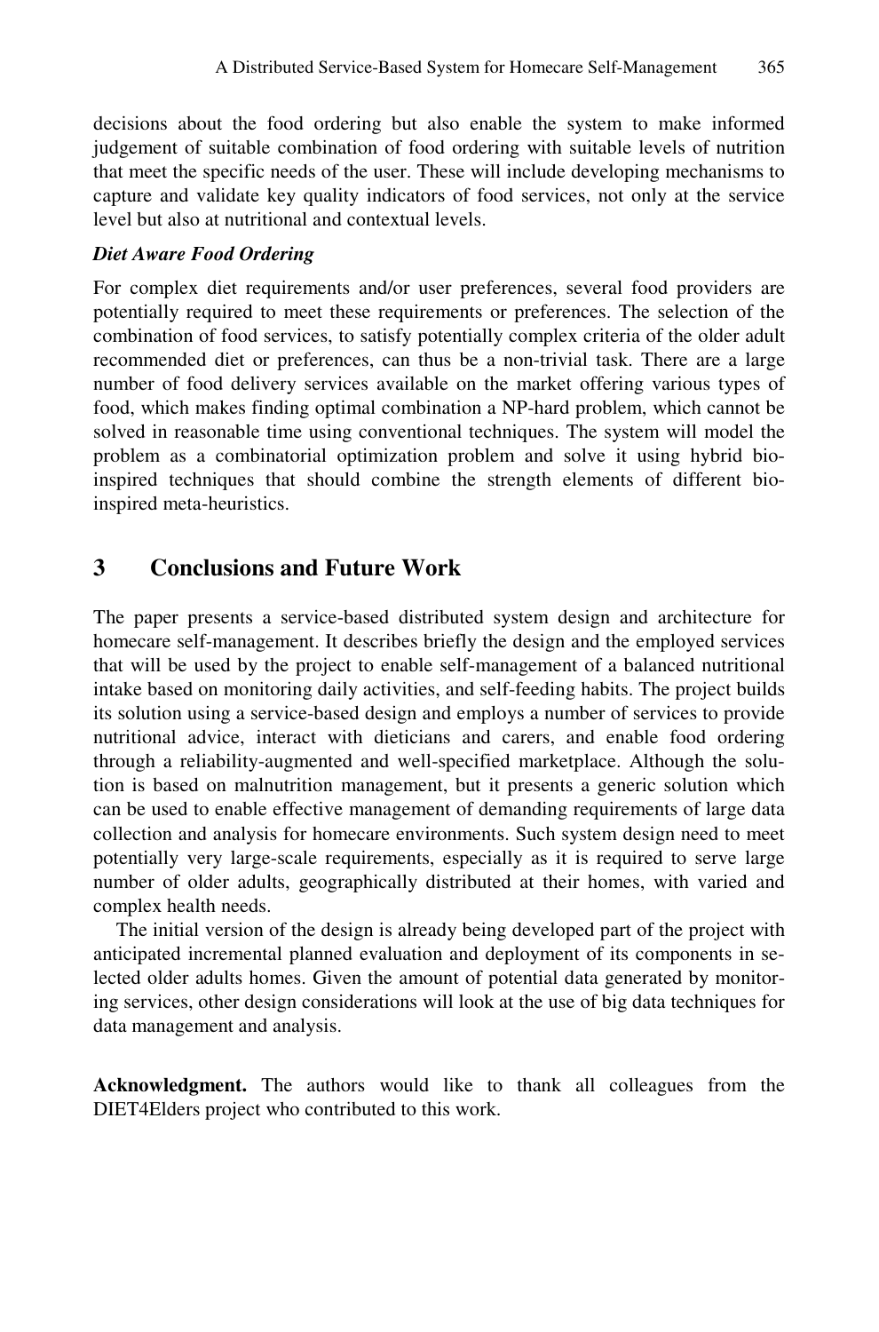decisions about the food ordering but also enable the system to make informed judgement of suitable combination of food ordering with suitable levels of nutrition that meet the specific needs of the user. These will include developing mechanisms to capture and validate key quality indicators of food services, not only at the service level but also at nutritional and contextual levels.

***Diet Aware Food Ordering***

For complex diet requirements and/or user preferences, several food providers are potentially required to meet these requirements or preferences. The selection of the combination of food services, to satisfy potentially complex criteria of the older adult recommended diet or preferences, can thus be a non-trivial task. There are a large number of food delivery services available on the market offering various types of food, which makes finding optimal combination a NP-hard problem, which cannot be solved in reasonable time using conventional techniques. The system will model the problem as a combinatorial optimization problem and solve it using hybrid bio-inspired techniques that should combine the strength elements of different bio-inspired meta-heuristics.

## 3 Conclusions and Future Work

The paper presents a service-based distributed system design and architecture for homecare self-management. It describes briefly the design and the employed services that will be used by the project to enable self-management of a balanced nutritional intake based on monitoring daily activities, and self-feeding habits. The project builds its solution using a service-based design and employs a number of services to provide nutritional advice, interact with dieticians and carers, and enable food ordering through a reliability-augmented and well-specified marketplace. Although the solution is based on malnutrition management, but it presents a generic solution which can be used to enable effective management of demanding requirements of large data collection and analysis for homecare environments. Such system design need to meet potentially very large-scale requirements, especially as it is required to serve large number of older adults, geographically distributed at their homes, with varied and complex health needs.

The initial version of the design is already being developed part of the project with anticipated incremental planned evaluation and deployment of its components in selected older adults homes. Given the amount of potential data generated by monitoring services, other design considerations will look at the use of big data techniques for data management and analysis.

**Acknowledgment.** The authors would like to thank all colleagues from the DIET4Elders project who contributed to this work.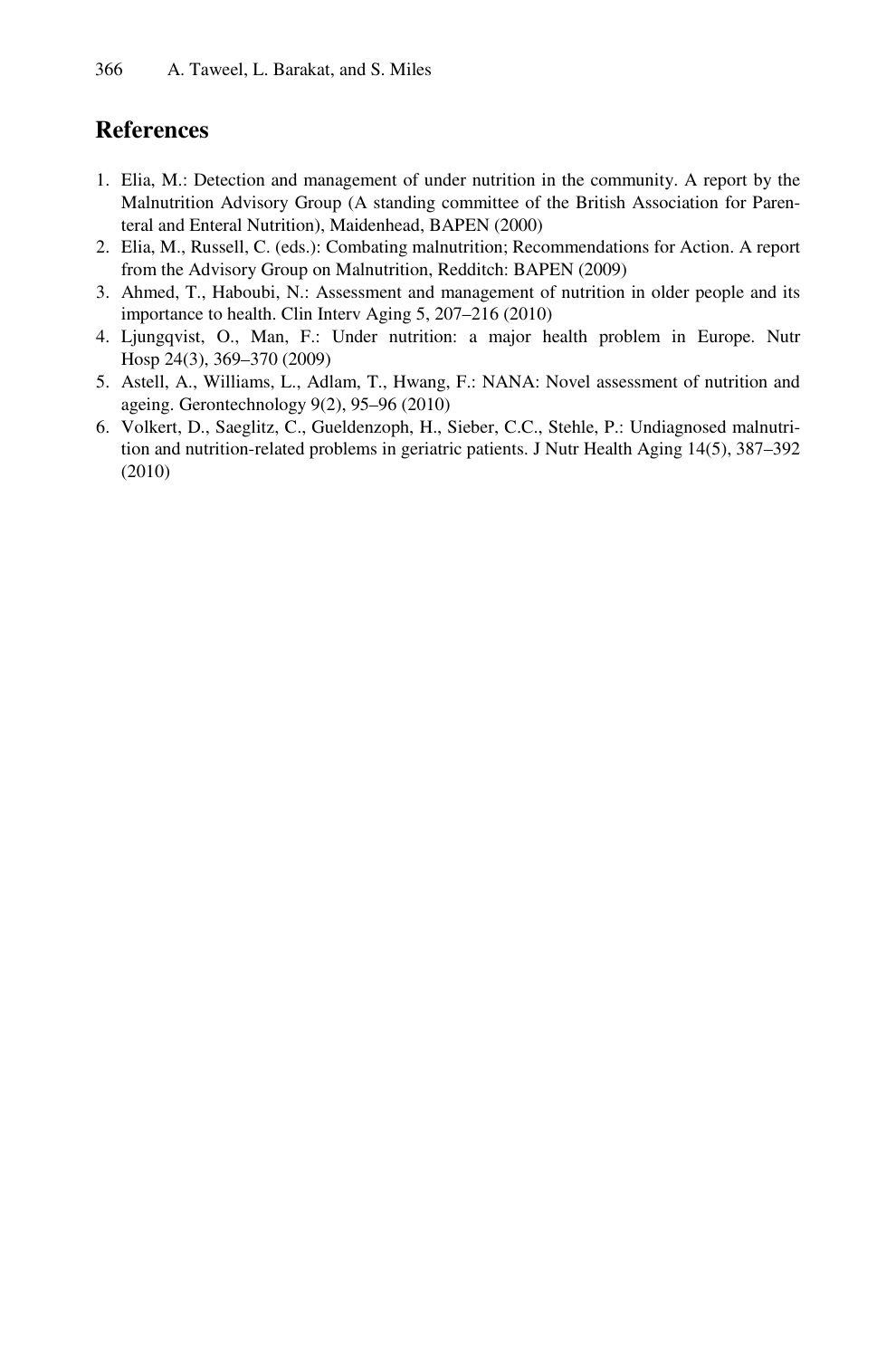## References

1. Elia, M.: Detection and management of under nutrition in the community. A report by the Malnutrition Advisory Group (A standing committee of the British Association for Parenteral and Enteral Nutrition), Maidenhead, BAPEN (2000)
2. Elia, M., Russell, C. (eds.): Combating malnutrition; Recommendations for Action. A report from the Advisory Group on Malnutrition, Redditch: BAPEN (2009)
3. Ahmed, T., Haboubi, N.: Assessment and management of nutrition in older people and its importance to health. Clin Interv Aging 5, 207–216 (2010)
4. Ljungqvist, O., Man, F.: Under nutrition: a major health problem in Europe. Nutr Hosp 24(3), 369–370 (2009)
5. Astell, A., Williams, L., Adlam, T., Hwang, F.: NANA: Novel assessment of nutrition and ageing. Gerontechnology 9(2), 95–96 (2010)
6. Volkert, D., Saeglitz, C., Gueldenzoph, H., Sieber, C.C., Stehle, P.: Undiagnosed malnutrition and nutrition-related problems in geriatric patients. J Nutr Health Aging 14(5), 387–392 (2010)